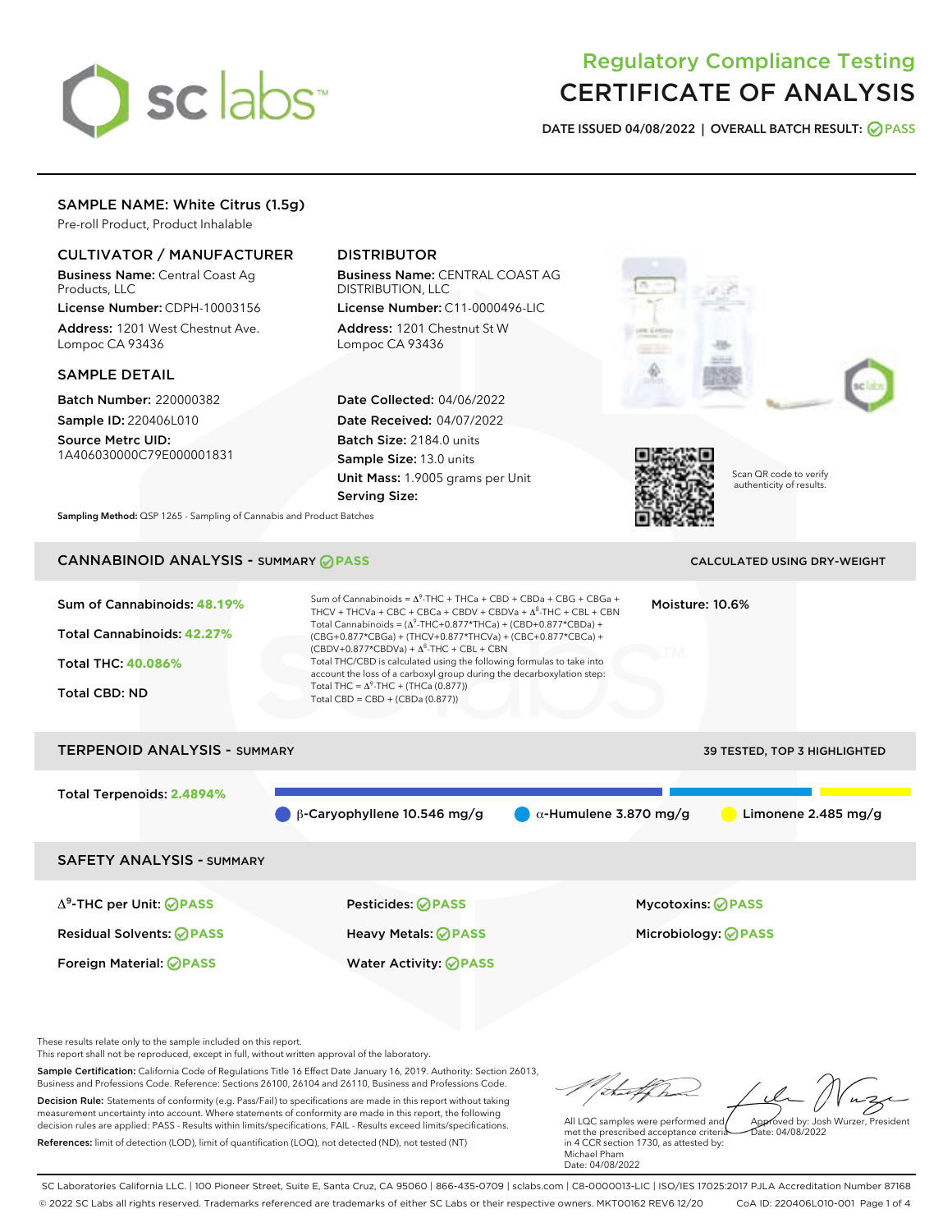# Regulatory Compliance Testing
# CERTIFICATE OF ANALYSIS

**DATE ISSUED 04/08/2022 | OVERALL BATCH RESULT: PASS**

## SAMPLE NAME: White Citrus (1.5g)

Pre-roll Product, Product Inhalable

### CULTIVATOR / MANUFACTURER

**Business Name:** Central Coast Ag Products, LLC

**License Number:** CDPH-10003156

**Address:** 1201 West Chestnut Ave. Lompoc CA 93436

### DISTRIBUTOR

**Business Name:** CENTRAL COAST AG DISTRIBUTION, LLC

**License Number:** C11-0000496-LIC

**Address:** 1201 Chestnut St W Lompoc CA 93436

### SAMPLE DETAIL

**Batch Number:** 220000382

**Sample ID:** 220406L010

**Source Metrc UID:** 1A406030000C79E000001831

**Date Collected:** 04/06/2022

**Date Received:** 04/07/2022

**Batch Size:** 2184.0 units

**Sample Size:** 13.0 units

**Unit Mass:** 1.9005 grams per Unit

**Serving Size:**

Scan QR code to verify authenticity of results.

**Sampling Method:** QSP 1265 - Sampling of Cannabis and Product Batches

## CANNABINOID ANALYSIS - SUMMARY PASS

CALCULATED USING DRY-WEIGHT

**Sum of Cannabinoids: 48.19%**

**Total Cannabinoids: 42.27%**

**Total THC: 40.086%**

**Total CBD: ND**

Sum of Cannabinoids = $\Delta^9$-THC + THCa + CBD + CBDa + CBG + CBGa + THCV + THCVa + CBC + CBCa + CBDV + CBDVa + $\Delta^8$-THC + CBL + CBN

Total Cannabinoids = ($\Delta^9$-THC+0.877*THCa) + (CBD+0.877*CBDa) + (CBG+0.877*CBGa) + (THCV+0.877*THCVa) + (CBC+0.877*CBCa) + (CBDV+0.877*CBDVa) + $\Delta^8$-THC + CBL + CBN

Total THC/CBD is calculated using the following formulas to take into account the loss of a carboxyl group during the decarboxylation step:

Total THC = $\Delta^9$-THC + (THCa (0.877))

Total CBD = CBD + (CBDa (0.877))

**Moisture:** 10.6%

## TERPENOID ANALYSIS - SUMMARY

39 TESTED, TOP 3 HIGHLIGHTED

**Total Terpenoids: 2.4894%**

β-Caryophyllene 10.546 mg/g

α-Humulene 3.870 mg/g

Limonene 2.485 mg/g

## SAFETY ANALYSIS - SUMMARY

| | | |
|---|---|---|
| $\Delta^9$-THC per Unit: PASS | Pesticides: PASS | Mycotoxins: PASS |
| Residual Solvents: PASS | Heavy Metals: PASS | Microbiology: PASS |
| Foreign Material: PASS | Water Activity: PASS | |

These results relate only to the sample included on this report.
This report shall not be reproduced, except in full, without written approval of the laboratory.

**Sample Certification:** California Code of Regulations Title 16 Effect Date January 16, 2019. Authority: Section 26013, Business and Professions Code. Reference: Sections 26100, 26104 and 26110, Business and Professions Code.

**Decision Rule:** Statements of conformity (e.g. Pass/Fail) to specifications are made in this report without taking measurement uncertainty into account. Where statements of conformity are made in this report, the following decision rules are applied: PASS - Results within limits/specifications, FAIL - Results exceed limits/specifications.

**References:** limit of detection (LOD), limit of quantification (LOQ), not detected (ND), not tested (NT)

All LQC samples were performed and met the prescribed acceptance criteria in 4 CCR section 1730, as attested by: Michael Pham
Date: 04/08/2022

Approved by: Josh Wurzer, President
Date: 04/08/2022

SC Laboratories California LLC. | 100 Pioneer Street, Suite E, Santa Cruz, CA 95060 | 866-435-0709 | sclabs.com | C8-0000013-LIC | ISO/IES 17025:2017 PJLA Accreditation Number 87168
© 2022 SC Labs all rights reserved. Trademarks referenced are trademarks of either SC Labs or their respective owners. MKT00162 REV6 12/20 CoA ID: 220406L010-001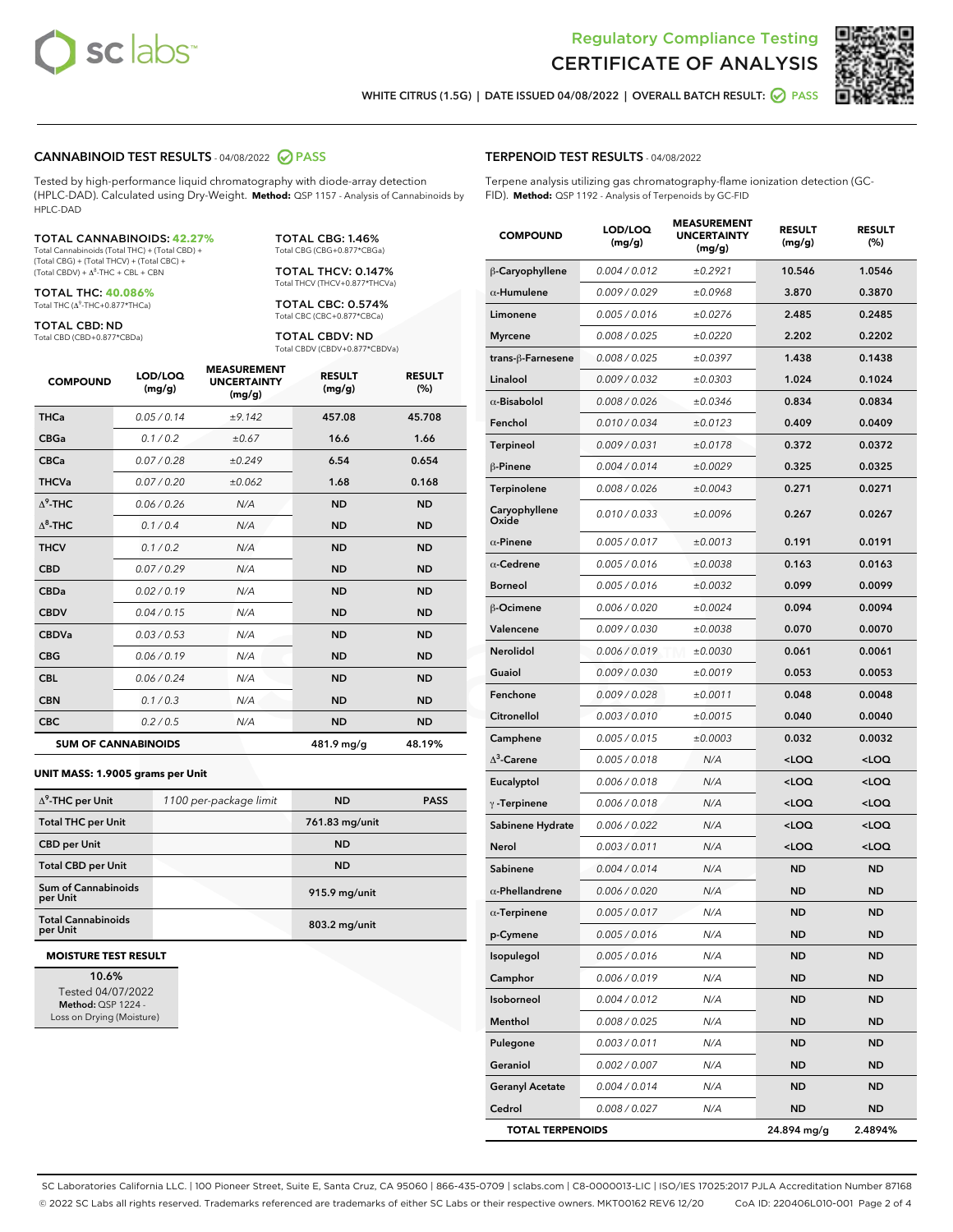Regulatory Compliance Testing

# CERTIFICATE OF ANALYSIS

WHITE CITRUS (1.5G) | DATE ISSUED 04/08/2022 | OVERALL BATCH RESULT: PASS

## CANNABINOID TEST RESULTS - 04/08/2022 PASS

Tested by high-performance liquid chromatography with diode-array detection (HPLC-DAD). Calculated using Dry-Weight. **Method:** QSP 1157 - Analysis of Cannabinoids by HPLC-DAD

**TOTAL CANNABINOIDS: 42.27%**
Total Cannabinoids (Total THC) + (Total CBD) + (Total CBG) + (Total THCV) + (Total CBC) + (Total CBDV) + $\Delta^8$-THC + CBL + CBN

**TOTAL THC: 40.086%**
Total THC ($\Delta^9$-THC+0.877*THCa)

**TOTAL CBD: ND**
Total CBD (CBD+0.877*CBDa)

**TOTAL CBG: 1.46%**
Total CBG (CBG+0.877*CBGa)

**TOTAL THCV: 0.147%**
Total THCV (THCV+0.877*THCVa)

**TOTAL CBC: 0.574%**
Total CBC (CBC+0.877*CBCa)

**TOTAL CBDV: ND**
Total CBDV (CBDV+0.877*CBDVa)

| COMPOUND | LOD/LOQ (mg/g) | MEASUREMENT UNCERTAINTY (mg/g) | RESULT (mg/g) | RESULT (%) |
|---|---|---|---|---|
| THCa | 0.05 / 0.14 | ±9.142 | 457.08 | 45.708 |
| CBGa | 0.1 / 0.2 | ±0.67 | 16.6 | 1.66 |
| CBCa | 0.07 / 0.28 | ±0.249 | 6.54 | 0.654 |
| THCVa | 0.07 / 0.20 | ±0.062 | 1.68 | 0.168 |
| $\Delta^9$-THC | 0.06 / 0.26 | N/A | ND | ND |
| $\Delta^8$-THC | 0.1 / 0.4 | N/A | ND | ND |
| THCV | 0.1 / 0.2 | N/A | ND | ND |
| CBD | 0.07 / 0.29 | N/A | ND | ND |
| CBDa | 0.02 / 0.19 | N/A | ND | ND |
| CBDV | 0.04 / 0.15 | N/A | ND | ND |
| CBDVa | 0.03 / 0.53 | N/A | ND | ND |
| CBG | 0.06 / 0.19 | N/A | ND | ND |
| CBL | 0.06 / 0.24 | N/A | ND | ND |
| CBN | 0.1 / 0.3 | N/A | ND | ND |
| CBC | 0.2 / 0.5 | N/A | ND | ND |
| **SUM OF CANNABINOIDS** | | | **481.9 mg/g** | **48.19%** |

**UNIT MASS: 1.9005 grams per Unit**

| | | | |
|---|---|---|---|
| $\Delta^9$-THC per Unit | 1100 per-package limit | ND | PASS |
| Total THC per Unit | | 761.83 mg/unit | |
| CBD per Unit | | ND | |
| Total CBD per Unit | | ND | |
| Sum of Cannabinoids per Unit | | 915.9 mg/unit | |
| Total Cannabinoids per Unit | | 803.2 mg/unit | |

**MOISTURE TEST RESULT**

10.6%
Tested 04/07/2022
**Method:** QSP 1224 - Loss on Drying (Moisture)

## TERPENOID TEST RESULTS - 04/08/2022

Terpene analysis utilizing gas chromatography-flame ionization detection (GC-FID). **Method:** QSP 1192 - Analysis of Terpenoids by GC-FID

| COMPOUND | LOD/LOQ (mg/g) | MEASUREMENT UNCERTAINTY (mg/g) | RESULT (mg/g) | RESULT (%) |
|---|---|---|---|---|
| β-Caryophyllene | 0.004 / 0.012 | ±0.2921 | 10.546 | 1.0546 |
| α-Humulene | 0.009 / 0.029 | ±0.0968 | 3.870 | 0.3870 |
| Limonene | 0.005 / 0.016 | ±0.0276 | 2.485 | 0.2485 |
| Myrcene | 0.008 / 0.025 | ±0.0220 | 2.202 | 0.2202 |
| trans-β-Farnesene | 0.008 / 0.025 | ±0.0397 | 1.438 | 0.1438 |
| Linalool | 0.009 / 0.032 | ±0.0303 | 1.024 | 0.1024 |
| α-Bisabolol | 0.008 / 0.026 | ±0.0346 | 0.834 | 0.0834 |
| Fenchol | 0.010 / 0.034 | ±0.0123 | 0.409 | 0.0409 |
| Terpineol | 0.009 / 0.031 | ±0.0178 | 0.372 | 0.0372 |
| β-Pinene | 0.004 / 0.014 | ±0.0029 | 0.325 | 0.0325 |
| Terpinolene | 0.008 / 0.026 | ±0.0043 | 0.271 | 0.0271 |
| Caryophyllene Oxide | 0.010 / 0.033 | ±0.0096 | 0.267 | 0.0267 |
| α-Pinene | 0.005 / 0.017 | ±0.0013 | 0.191 | 0.0191 |
| α-Cedrene | 0.005 / 0.016 | ±0.0038 | 0.163 | 0.0163 |
| Borneol | 0.005 / 0.016 | ±0.0032 | 0.099 | 0.0099 |
| β-Ocimene | 0.006 / 0.020 | ±0.0024 | 0.094 | 0.0094 |
| Valencene | 0.009 / 0.030 | ±0.0038 | 0.070 | 0.0070 |
| Nerolidol | 0.006 / 0.019 | ±0.0030 | 0.061 | 0.0061 |
| Guaiol | 0.009 / 0.030 | ±0.0019 | 0.053 | 0.0053 |
| Fenchone | 0.009 / 0.028 | ±0.0011 | 0.048 | 0.0048 |
| Citronellol | 0.003 / 0.010 | ±0.0015 | 0.040 | 0.0040 |
| Camphene | 0.005 / 0.015 | ±0.0003 | 0.032 | 0.0032 |
| $\Delta^3$-Carene | 0.005 / 0.018 | N/A | <LOQ | <LOQ |
| Eucalyptol | 0.006 / 0.018 | N/A | <LOQ | <LOQ |
| γ-Terpinene | 0.006 / 0.018 | N/A | <LOQ | <LOQ |
| Sabinene Hydrate | 0.006 / 0.022 | N/A | <LOQ | <LOQ |
| Nerol | 0.003 / 0.011 | N/A | <LOQ | <LOQ |
| Sabinene | 0.004 / 0.014 | N/A | ND | ND |
| α-Phellandrene | 0.006 / 0.020 | N/A | ND | ND |
| α-Terpinene | 0.005 / 0.017 | N/A | ND | ND |
| p-Cymene | 0.005 / 0.016 | N/A | ND | ND |
| Isopulegol | 0.005 / 0.016 | N/A | ND | ND |
| Camphor | 0.006 / 0.019 | N/A | ND | ND |
| Isoborneol | 0.004 / 0.012 | N/A | ND | ND |
| Menthol | 0.008 / 0.025 | N/A | ND | ND |
| Pulegone | 0.003 / 0.011 | N/A | ND | ND |
| Geraniol | 0.002 / 0.007 | N/A | ND | ND |
| Geranyl Acetate | 0.004 / 0.014 | N/A | ND | ND |
| Cedrol | 0.008 / 0.027 | N/A | ND | ND |
| **TOTAL TERPENOIDS** | | | **24.894 mg/g** | **2.4894%** |

SC Laboratories California LLC. | 100 Pioneer Street, Suite E, Santa Cruz, CA 95060 | 866-435-0709 | sclabs.com | C8-0000013-LIC | ISO/IES 17025:2017 PJLA Accreditation Number 87168
© 2022 SC Labs all rights reserved. Trademarks referenced are trademarks of either SC Labs or their respective owners. MKT00162 REV6 12/20 CoA ID: 220406L010-001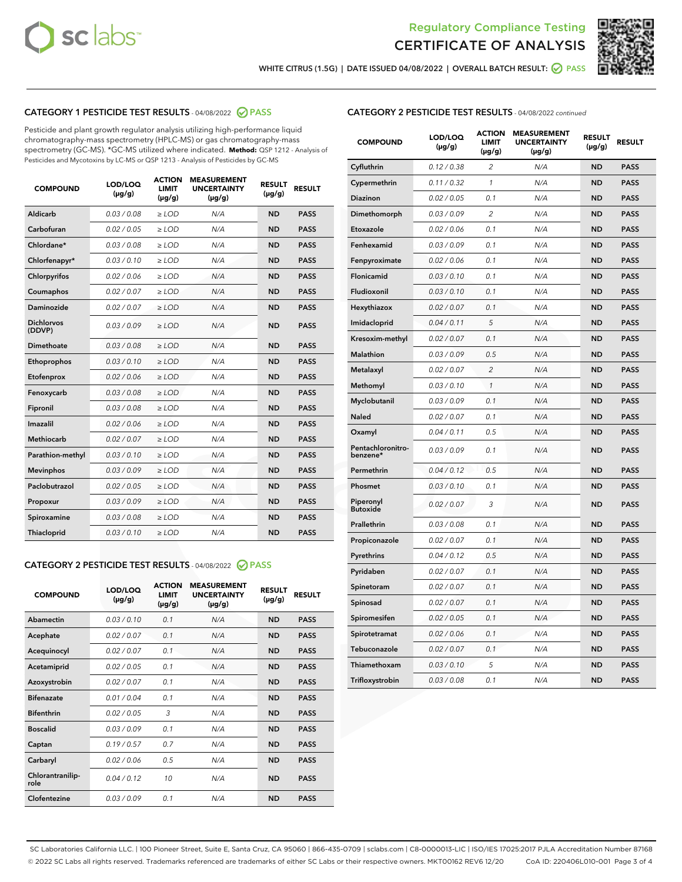Regulatory Compliance Testing

# CERTIFICATE OF ANALYSIS

WHITE CITRUS (1.5G) | DATE ISSUED 04/08/2022 | OVERALL BATCH RESULT: PASS

## CATEGORY 1 PESTICIDE TEST RESULTS - 04/08/2022 PASS

Pesticide and plant growth regulator analysis utilizing high-performance liquid chromatography-mass spectrometry (HPLC-MS) or gas chromatography-mass spectrometry (GC-MS). *GC-MS utilized where indicated. **Method:** QSP 1212 - Analysis of Pesticides and Mycotoxins by LC-MS or QSP 1213 - Analysis of Pesticides by GC-MS

| COMPOUND | LOD/LOQ (µg/g) | ACTION LIMIT (µg/g) | MEASUREMENT UNCERTAINTY (µg/g) | RESULT (µg/g) | RESULT |
|---|---|---|---|---|---|
| Aldicarb | 0.03 / 0.08 | ≥ LOD | N/A | ND | PASS |
| Carbofuran | 0.02 / 0.05 | ≥ LOD | N/A | ND | PASS |
| Chlordane* | 0.03 / 0.08 | ≥ LOD | N/A | ND | PASS |
| Chlorfenapyr* | 0.03 / 0.10 | ≥ LOD | N/A | ND | PASS |
| Chlorpyrifos | 0.02 / 0.06 | ≥ LOD | N/A | ND | PASS |
| Coumaphos | 0.02 / 0.07 | ≥ LOD | N/A | ND | PASS |
| Daminozide | 0.02 / 0.07 | ≥ LOD | N/A | ND | PASS |
| Dichlorvos (DDVP) | 0.03 / 0.09 | ≥ LOD | N/A | ND | PASS |
| Dimethoate | 0.03 / 0.08 | ≥ LOD | N/A | ND | PASS |
| Ethoprophos | 0.03 / 0.10 | ≥ LOD | N/A | ND | PASS |
| Etofenprox | 0.02 / 0.06 | ≥ LOD | N/A | ND | PASS |
| Fenoxycarb | 0.03 / 0.08 | ≥ LOD | N/A | ND | PASS |
| Fipronil | 0.03 / 0.08 | ≥ LOD | N/A | ND | PASS |
| Imazalil | 0.02 / 0.06 | ≥ LOD | N/A | ND | PASS |
| Methiocarb | 0.02 / 0.07 | ≥ LOD | N/A | ND | PASS |
| Parathion-methyl | 0.03 / 0.10 | ≥ LOD | N/A | ND | PASS |
| Mevinphos | 0.03 / 0.09 | ≥ LOD | N/A | ND | PASS |
| Paclobutrazol | 0.02 / 0.05 | ≥ LOD | N/A | ND | PASS |
| Propoxur | 0.03 / 0.09 | ≥ LOD | N/A | ND | PASS |
| Spiroxamine | 0.03 / 0.08 | ≥ LOD | N/A | ND | PASS |
| Thiacloprid | 0.03 / 0.10 | ≥ LOD | N/A | ND | PASS |

## CATEGORY 2 PESTICIDE TEST RESULTS - 04/08/2022 PASS

| COMPOUND | LOD/LOQ (µg/g) | ACTION LIMIT (µg/g) | MEASUREMENT UNCERTAINTY (µg/g) | RESULT (µg/g) | RESULT |
|---|---|---|---|---|---|
| Abamectin | 0.03 / 0.10 | 0.1 | N/A | ND | PASS |
| Acephate | 0.02 / 0.07 | 0.1 | N/A | ND | PASS |
| Acequinocyl | 0.02 / 0.07 | 0.1 | N/A | ND | PASS |
| Acetamiprid | 0.02 / 0.05 | 0.1 | N/A | ND | PASS |
| Azoxystrobin | 0.02 / 0.07 | 0.1 | N/A | ND | PASS |
| Bifenazate | 0.01 / 0.04 | 0.1 | N/A | ND | PASS |
| Bifenthrin | 0.02 / 0.05 | 3 | N/A | ND | PASS |
| Boscalid | 0.03 / 0.09 | 0.1 | N/A | ND | PASS |
| Captan | 0.19 / 0.57 | 0.7 | N/A | ND | PASS |
| Carbaryl | 0.02 / 0.06 | 0.5 | N/A | ND | PASS |
| Chlorantraniliprole | 0.04 / 0.12 | 10 | N/A | ND | PASS |
| Clofentezine | 0.03 / 0.09 | 0.1 | N/A | ND | PASS |

## CATEGORY 2 PESTICIDE TEST RESULTS - 04/08/2022 *continued*

| COMPOUND | LOD/LOQ (µg/g) | ACTION LIMIT (µg/g) | MEASUREMENT UNCERTAINTY (µg/g) | RESULT (µg/g) | RESULT |
|---|---|---|---|---|---|
| Cyfluthrin | 0.12 / 0.38 | 2 | N/A | ND | PASS |
| Cypermethrin | 0.11 / 0.32 | 1 | N/A | ND | PASS |
| Diazinon | 0.02 / 0.05 | 0.1 | N/A | ND | PASS |
| Dimethomorph | 0.03 / 0.09 | 2 | N/A | ND | PASS |
| Etoxazole | 0.02 / 0.06 | 0.1 | N/A | ND | PASS |
| Fenhexamid | 0.03 / 0.09 | 0.1 | N/A | ND | PASS |
| Fenpyroximate | 0.02 / 0.06 | 0.1 | N/A | ND | PASS |
| Flonicamid | 0.03 / 0.10 | 0.1 | N/A | ND | PASS |
| Fludioxonil | 0.03 / 0.10 | 0.1 | N/A | ND | PASS |
| Hexythiazox | 0.02 / 0.07 | 0.1 | N/A | ND | PASS |
| Imidacloprid | 0.04 / 0.11 | 5 | N/A | ND | PASS |
| Kresoxim-methyl | 0.02 / 0.07 | 0.1 | N/A | ND | PASS |
| Malathion | 0.03 / 0.09 | 0.5 | N/A | ND | PASS |
| Metalaxyl | 0.02 / 0.07 | 2 | N/A | ND | PASS |
| Methomyl | 0.03 / 0.10 | 1 | N/A | ND | PASS |
| Myclobutanil | 0.03 / 0.09 | 0.1 | N/A | ND | PASS |
| Naled | 0.02 / 0.07 | 0.1 | N/A | ND | PASS |
| Oxamyl | 0.04 / 0.11 | 0.5 | N/A | ND | PASS |
| Pentachloronitrobenzene* | 0.03 / 0.09 | 0.1 | N/A | ND | PASS |
| Permethrin | 0.04 / 0.12 | 0.5 | N/A | ND | PASS |
| Phosmet | 0.03 / 0.10 | 0.1 | N/A | ND | PASS |
| Piperonyl Butoxide | 0.02 / 0.07 | 3 | N/A | ND | PASS |
| Prallethrin | 0.03 / 0.08 | 0.1 | N/A | ND | PASS |
| Propiconazole | 0.02 / 0.07 | 0.1 | N/A | ND | PASS |
| Pyrethrins | 0.04 / 0.12 | 0.5 | N/A | ND | PASS |
| Pyridaben | 0.02 / 0.07 | 0.1 | N/A | ND | PASS |
| Spinetoram | 0.02 / 0.07 | 0.1 | N/A | ND | PASS |
| Spinosad | 0.02 / 0.07 | 0.1 | N/A | ND | PASS |
| Spiromesifen | 0.02 / 0.05 | 0.1 | N/A | ND | PASS |
| Spirotetramat | 0.02 / 0.06 | 0.1 | N/A | ND | PASS |
| Tebuconazole | 0.02 / 0.07 | 0.1 | N/A | ND | PASS |
| Thiamethoxam | 0.03 / 0.10 | 5 | N/A | ND | PASS |
| Trifloxystrobin | 0.03 / 0.08 | 0.1 | N/A | ND | PASS |

SC Laboratories California LLC. | 100 Pioneer Street, Suite E, Santa Cruz, CA 95060 | 866-435-0709 | sclabs.com | C8-0000013-LIC | ISO/IES 17025:2017 PJLA Accreditation Number 87168
© 2022 SC Labs all rights reserved. Trademarks referenced are trademarks of either SC Labs or their respective owners. MKT00162 REV6 12/20 CoA ID: 220406L010-001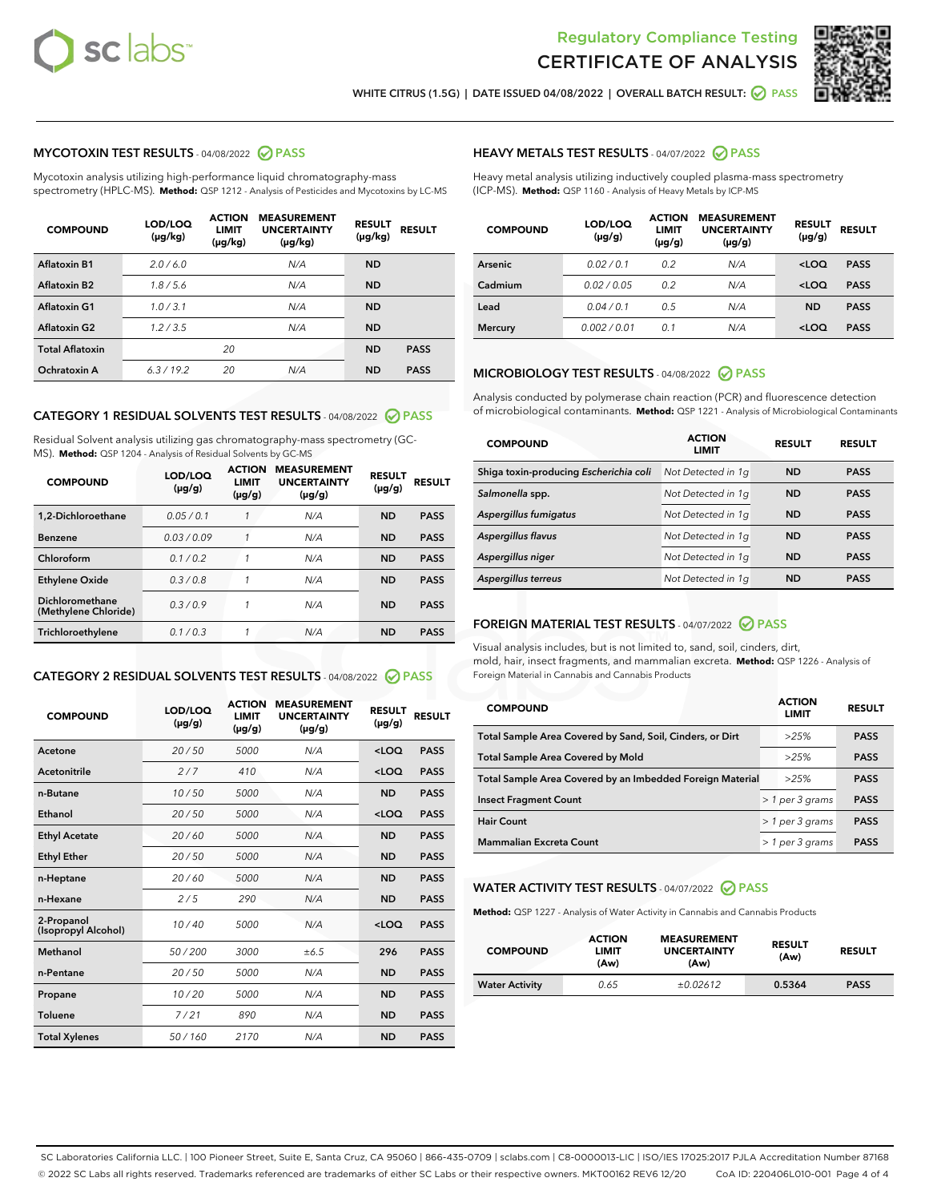Regulatory Compliance Testing
# CERTIFICATE OF ANALYSIS

WHITE CITRUS (1.5G) | DATE ISSUED 04/08/2022 | OVERALL BATCH RESULT: PASS

## MYCOTOXIN TEST RESULTS - 04/08/2022 PASS

Mycotoxin analysis utilizing high-performance liquid chromatography-mass spectrometry (HPLC-MS). **Method:** QSP 1212 - Analysis of Pesticides and Mycotoxins by LC-MS

| COMPOUND | LOD/LOQ (μg/kg) | ACTION LIMIT (μg/kg) | MEASUREMENT UNCERTAINTY (μg/kg) | RESULT (μg/kg) | RESULT |
|---|---|---|---|---|---|
| Aflatoxin B1 | 2.0 / 6.0 | | N/A | ND | |
| Aflatoxin B2 | 1.8 / 5.6 | | N/A | ND | |
| Aflatoxin G1 | 1.0 / 3.1 | | N/A | ND | |
| Aflatoxin G2 | 1.2 / 3.5 | | N/A | ND | |
| Total Aflatoxin | | 20 | | ND | PASS |
| Ochratoxin A | 6.3 / 19.2 | 20 | N/A | ND | PASS |

## CATEGORY 1 RESIDUAL SOLVENTS TEST RESULTS - 04/08/2022 PASS

Residual Solvent analysis utilizing gas chromatography-mass spectrometry (GC-MS). **Method:** QSP 1204 - Analysis of Residual Solvents by GC-MS

| COMPOUND | LOD/LOQ (μg/g) | ACTION LIMIT (μg/g) | MEASUREMENT UNCERTAINTY (μg/g) | RESULT (μg/g) | RESULT |
|---|---|---|---|---|---|
| 1,2-Dichloroethane | 0.05 / 0.1 | 1 | N/A | ND | PASS |
| Benzene | 0.03 / 0.09 | 1 | N/A | ND | PASS |
| Chloroform | 0.1 / 0.2 | 1 | N/A | ND | PASS |
| Ethylene Oxide | 0.3 / 0.8 | 1 | N/A | ND | PASS |
| Dichloromethane (Methylene Chloride) | 0.3 / 0.9 | 1 | N/A | ND | PASS |
| Trichloroethylene | 0.1 / 0.3 | 1 | N/A | ND | PASS |

## CATEGORY 2 RESIDUAL SOLVENTS TEST RESULTS - 04/08/2022 PASS

| COMPOUND | LOD/LOQ (μg/g) | ACTION LIMIT (μg/g) | MEASUREMENT UNCERTAINTY (μg/g) | RESULT (μg/g) | RESULT |
|---|---|---|---|---|---|
| Acetone | 20 / 50 | 5000 | N/A | <LOQ | PASS |
| Acetonitrile | 2 / 7 | 410 | N/A | <LOQ | PASS |
| n-Butane | 10 / 50 | 5000 | N/A | ND | PASS |
| Ethanol | 20 / 50 | 5000 | N/A | <LOQ | PASS |
| Ethyl Acetate | 20 / 60 | 5000 | N/A | ND | PASS |
| Ethyl Ether | 20 / 50 | 5000 | N/A | ND | PASS |
| n-Heptane | 20 / 60 | 5000 | N/A | ND | PASS |
| n-Hexane | 2 / 5 | 290 | N/A | ND | PASS |
| 2-Propanol (Isopropyl Alcohol) | 10 / 40 | 5000 | N/A | <LOQ | PASS |
| Methanol | 50 / 200 | 3000 | ±6.5 | 296 | PASS |
| n-Pentane | 20 / 50 | 5000 | N/A | ND | PASS |
| Propane | 10 / 20 | 5000 | N/A | ND | PASS |
| Toluene | 7 / 21 | 890 | N/A | ND | PASS |
| Total Xylenes | 50 / 160 | 2170 | N/A | ND | PASS |

## HEAVY METALS TEST RESULTS - 04/07/2022 PASS

Heavy metal analysis utilizing inductively coupled plasma-mass spectrometry (ICP-MS). **Method:** QSP 1160 - Analysis of Heavy Metals by ICP-MS

| COMPOUND | LOD/LOQ (μg/g) | ACTION LIMIT (μg/g) | MEASUREMENT UNCERTAINTY (μg/g) | RESULT (μg/g) | RESULT |
|---|---|---|---|---|---|
| Arsenic | 0.02 / 0.1 | 0.2 | N/A | <LOQ | PASS |
| Cadmium | 0.02 / 0.05 | 0.2 | N/A | <LOQ | PASS |
| Lead | 0.04 / 0.1 | 0.5 | N/A | ND | PASS |
| Mercury | 0.002 / 0.01 | 0.1 | N/A | <LOQ | PASS |

## MICROBIOLOGY TEST RESULTS - 04/08/2022 PASS

Analysis conducted by polymerase chain reaction (PCR) and fluorescence detection of microbiological contaminants. **Method:** QSP 1221 - Analysis of Microbiological Contaminants

| COMPOUND | ACTION LIMIT | RESULT | RESULT |
|---|---|---|---|
| Shiga toxin-producing *Escherichia coli* | Not Detected in 1g | ND | PASS |
| *Salmonella* spp. | Not Detected in 1g | ND | PASS |
| *Aspergillus fumigatus* | Not Detected in 1g | ND | PASS |
| *Aspergillus flavus* | Not Detected in 1g | ND | PASS |
| *Aspergillus niger* | Not Detected in 1g | ND | PASS |
| *Aspergillus terreus* | Not Detected in 1g | ND | PASS |

## FOREIGN MATERIAL TEST RESULTS - 04/07/2022 PASS

Visual analysis includes, but is not limited to, sand, soil, cinders, dirt, mold, hair, insect fragments, and mammalian excreta. **Method:** QSP 1226 - Analysis of Foreign Material in Cannabis and Cannabis Products

| COMPOUND | ACTION LIMIT | RESULT |
|---|---|---|
| Total Sample Area Covered by Sand, Soil, Cinders, or Dirt | >25% | PASS |
| Total Sample Area Covered by Mold | >25% | PASS |
| Total Sample Area Covered by an Imbedded Foreign Material | >25% | PASS |
| Insect Fragment Count | > 1 per 3 grams | PASS |
| Hair Count | > 1 per 3 grams | PASS |
| Mammalian Excreta Count | > 1 per 3 grams | PASS |

## WATER ACTIVITY TEST RESULTS - 04/07/2022 PASS

**Method:** QSP 1227 - Analysis of Water Activity in Cannabis and Cannabis Products

| COMPOUND | ACTION LIMIT (Aw) | MEASUREMENT UNCERTAINTY (Aw) | RESULT (Aw) | RESULT |
|---|---|---|---|---|
| Water Activity | 0.65 | ±0.02612 | 0.5364 | PASS |

SC Laboratories California LLC. | 100 Pioneer Street, Suite E, Santa Cruz, CA 95060 | 866-435-0709 | sclabs.com | C8-0000013-LIC | ISO/IES 17025:2017 PJLA Accreditation Number 87168
© 2022 SC Labs all rights reserved. Trademarks referenced are trademarks of either SC Labs or their respective owners. MKT00162 REV6 12/20 CoA ID: 220406L010-001